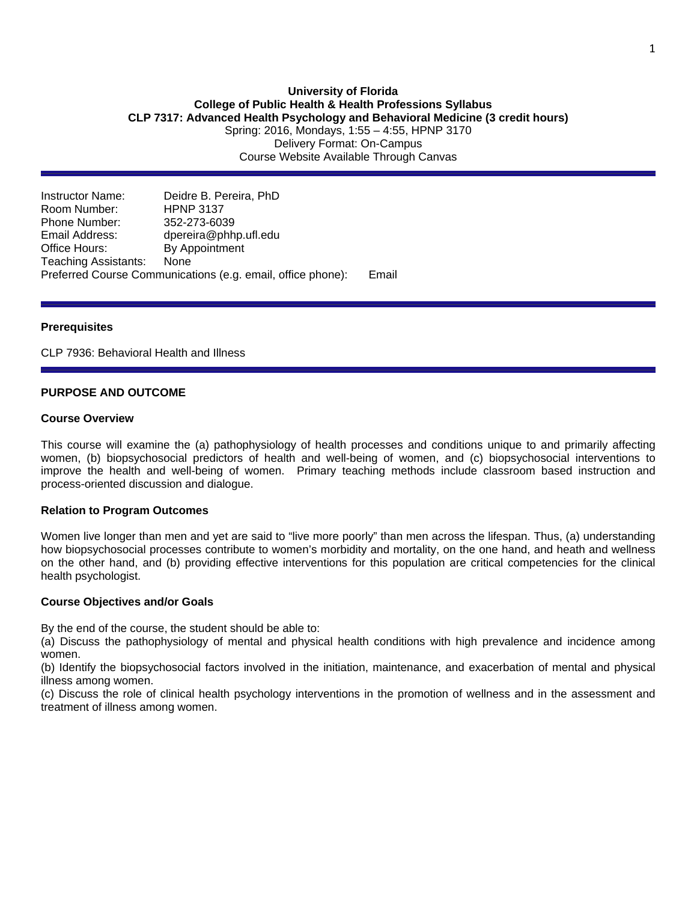**University of Florida**
**College of Public Health & Health Professions Syllabus**
**CLP 7317: Advanced Health Psychology and Behavioral Medicine (3 credit hours)**
Spring: 2016, Mondays, 1:55 – 4:55, HPNP 3170
Delivery Format: On-Campus
Course Website Available Through Canvas

Instructor Name: Deidre B. Pereira, PhD
Room Number: HPNP 3137
Phone Number: 352-273-6039
Email Address: dpereira@phhp.ufl.edu
Office Hours: By Appointment
Teaching Assistants: None
Preferred Course Communications (e.g. email, office phone): Email

### Prerequisites

CLP 7936: Behavioral Health and Illness

## PURPOSE AND OUTCOME

### Course Overview

This course will examine the (a) pathophysiology of health processes and conditions unique to and primarily affecting women, (b) biopsychosocial predictors of health and well-being of women, and (c) biopsychosocial interventions to improve the health and well-being of women. Primary teaching methods include classroom based instruction and process-oriented discussion and dialogue.

### Relation to Program Outcomes

Women live longer than men and yet are said to "live more poorly" than men across the lifespan. Thus, (a) understanding how biopsychosocial processes contribute to women's morbidity and mortality, on the one hand, and heath and wellness on the other hand, and (b) providing effective interventions for this population are critical competencies for the clinical health psychologist.

### Course Objectives and/or Goals

By the end of the course, the student should be able to:

(a) Discuss the pathophysiology of mental and physical health conditions with high prevalence and incidence among women.

(b) Identify the biopsychosocial factors involved in the initiation, maintenance, and exacerbation of mental and physical illness among women.

(c) Discuss the role of clinical health psychology interventions in the promotion of wellness and in the assessment and treatment of illness among women.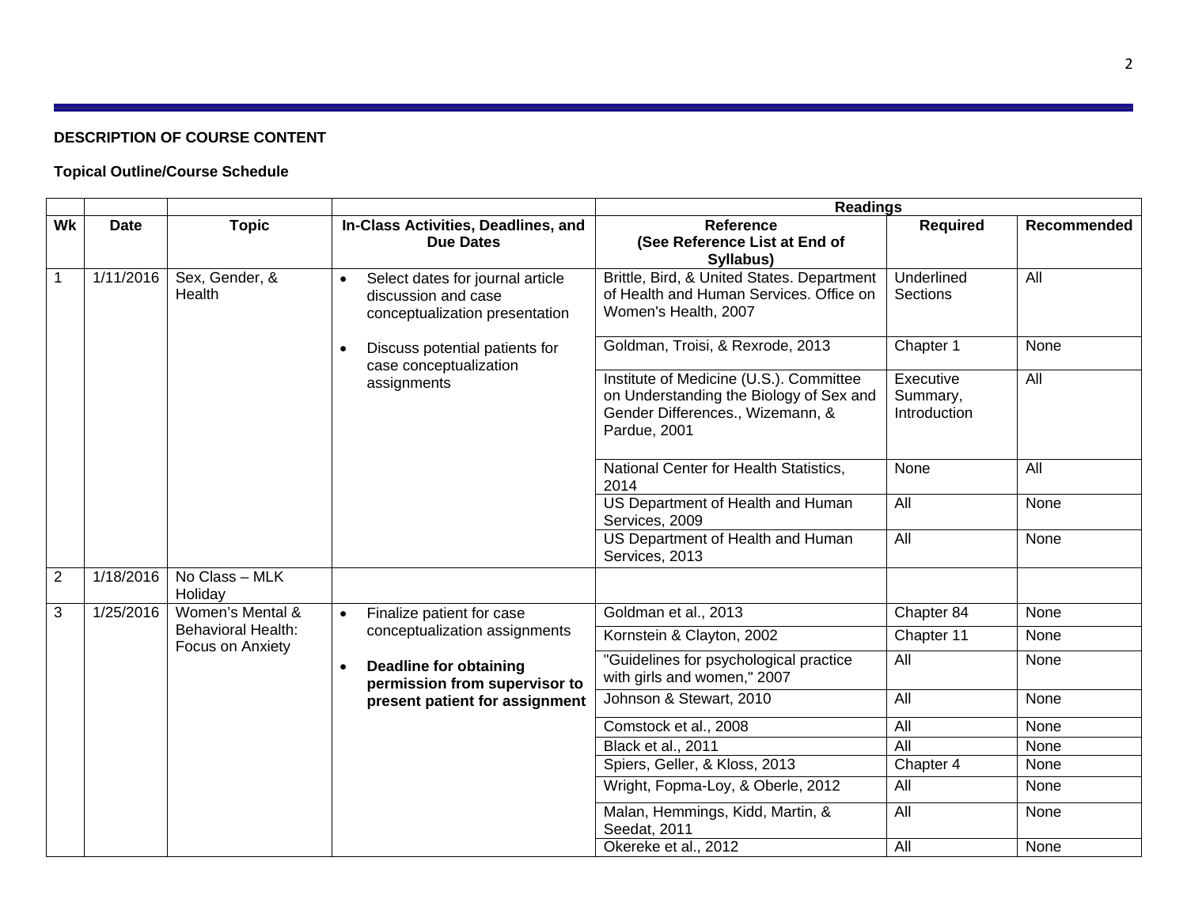**DESCRIPTION OF COURSE CONTENT**

**Topical Outline/Course Schedule**

| | | | | Readings | | |
|---|---|---|---|---|---|---|
| **Wk** | **Date** | **Topic** | **In-Class Activities, Deadlines, and Due Dates** | **Reference (See Reference List at End of Syllabus)** | **Required** | **Recommended** |
| 1 | 1/11/2016 | Sex, Gender, & Health | • Select dates for journal article discussion and case conceptualization presentation<br>• Discuss potential patients for case conceptualization assignments | Brittle, Bird, & United States. Department of Health and Human Services. Office on Women's Health, 2007 | Underlined Sections | All |
| | | | | Goldman, Troisi, & Rexrode, 2013 | Chapter 1 | None |
| | | | | Institute of Medicine (U.S.). Committee on Understanding the Biology of Sex and Gender Differences., Wizemann, & Pardue, 2001 | Executive Summary, Introduction | All |
| | | | | National Center for Health Statistics, 2014 | None | All |
| | | | | US Department of Health and Human Services, 2009 | All | None |
| | | | | US Department of Health and Human Services, 2013 | All | None |
| 2 | 1/18/2016 | No Class – MLK Holiday | | | | |
| 3 | 1/25/2016 | Women's Mental & Behavioral Health: Focus on Anxiety | • Finalize patient for case conceptualization assignments<br>• **Deadline for obtaining permission from supervisor to present patient for assignment** | Goldman et al., 2013 | Chapter 84 | None |
| | | | | Kornstein & Clayton, 2002 | Chapter 11 | None |
| | | | | "Guidelines for psychological practice with girls and women," 2007 | All | None |
| | | | | Johnson & Stewart, 2010 | All | None |
| | | | | Comstock et al., 2008 | All | None |
| | | | | Black et al., 2011 | All | None |
| | | | | Spiers, Geller, & Kloss, 2013 | Chapter 4 | None |
| | | | | Wright, Fopma-Loy, & Oberle, 2012 | All | None |
| | | | | Malan, Hemmings, Kidd, Martin, & Seedat, 2011 | All | None |
| | | | | Okereke et al., 2012 | All | None |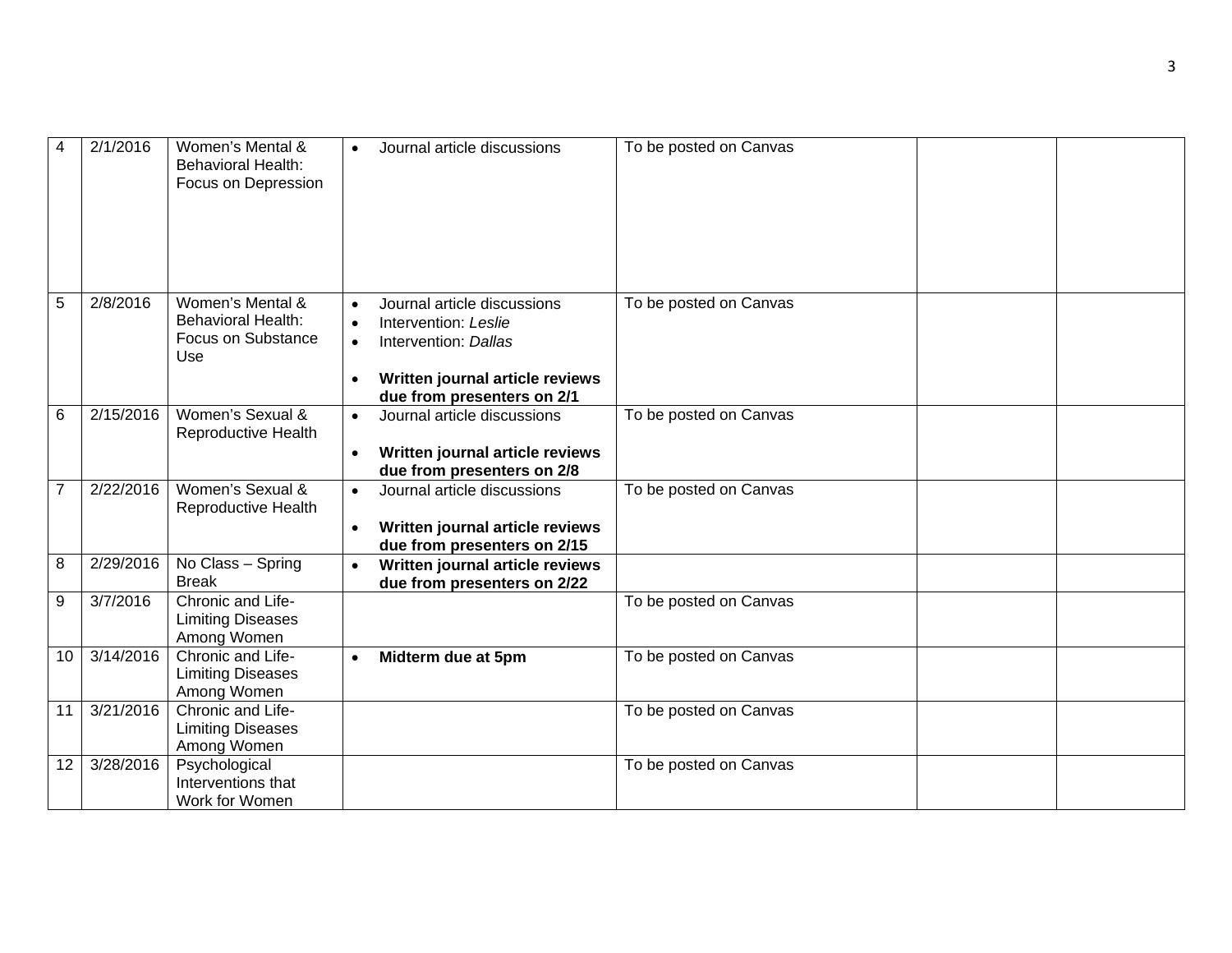| 4 | 2/1/2016 | Women's Mental & Behavioral Health: Focus on Depression | • Journal article discussions | To be posted on Canvas | | |
|---|---|---|---|---|---|---|
| 5 | 2/8/2016 | Women's Mental & Behavioral Health: Focus on Substance Use | • Journal article discussions<br>• Intervention: *Leslie*<br>• Intervention: *Dallas*<br>• **Written journal article reviews due from presenters on 2/1** | To be posted on Canvas | | |
| 6 | 2/15/2016 | Women's Sexual & Reproductive Health | • Journal article discussions<br>• **Written journal article reviews due from presenters on 2/8** | To be posted on Canvas | | |
| 7 | 2/22/2016 | Women's Sexual & Reproductive Health | • Journal article discussions<br>• **Written journal article reviews due from presenters on 2/15** | To be posted on Canvas | | |
| 8 | 2/29/2016 | No Class – Spring Break | • **Written journal article reviews due from presenters on 2/22** | | | |
| 9 | 3/7/2016 | Chronic and Life-Limiting Diseases Among Women | | To be posted on Canvas | | |
| 10 | 3/14/2016 | Chronic and Life-Limiting Diseases Among Women | • **Midterm due at 5pm** | To be posted on Canvas | | |
| 11 | 3/21/2016 | Chronic and Life-Limiting Diseases Among Women | | To be posted on Canvas | | |
| 12 | 3/28/2016 | Psychological Interventions that Work for Women | | To be posted on Canvas | | |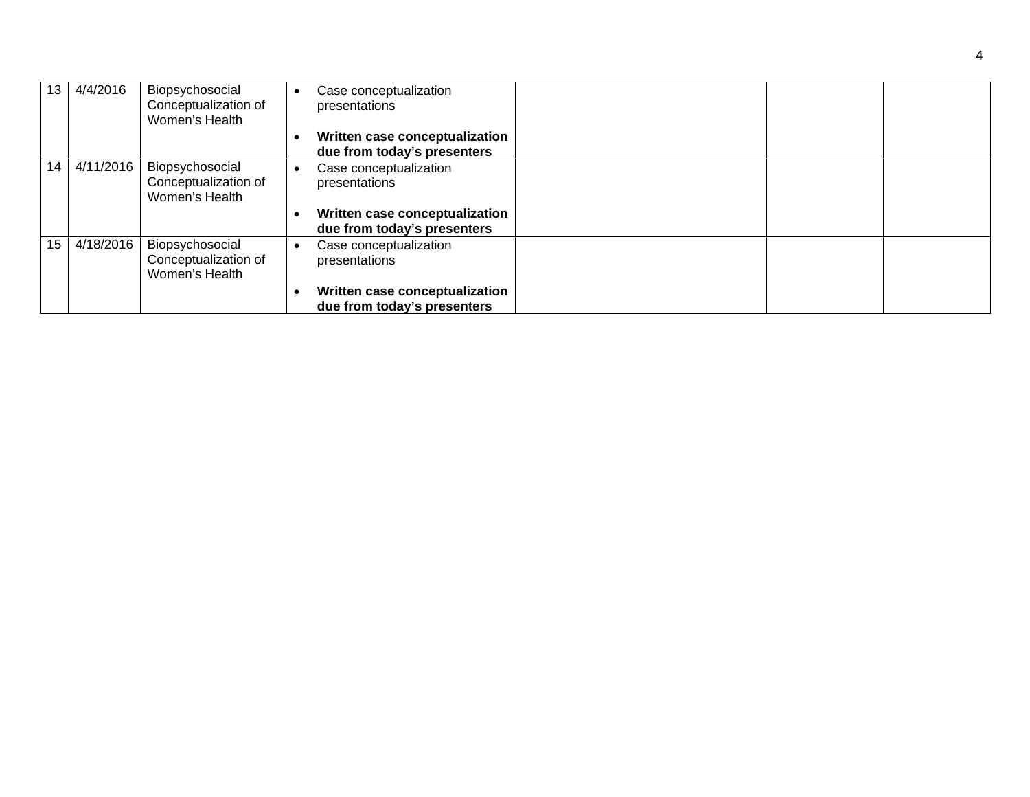| | | | | | | |
|---|---|---|---|---|---|---|
| 13 | 4/4/2016 | Biopsychosocial Conceptualization of Women's Health | • Case conceptualization presentations<br>• **Written case conceptualization due from today's presenters** | | | |
| 14 | 4/11/2016 | Biopsychosocial Conceptualization of Women's Health | • Case conceptualization presentations<br>• **Written case conceptualization due from today's presenters** | | | |
| 15 | 4/18/2016 | Biopsychosocial Conceptualization of Women's Health | • Case conceptualization presentations<br>• **Written case conceptualization due from today's presenters** | | | |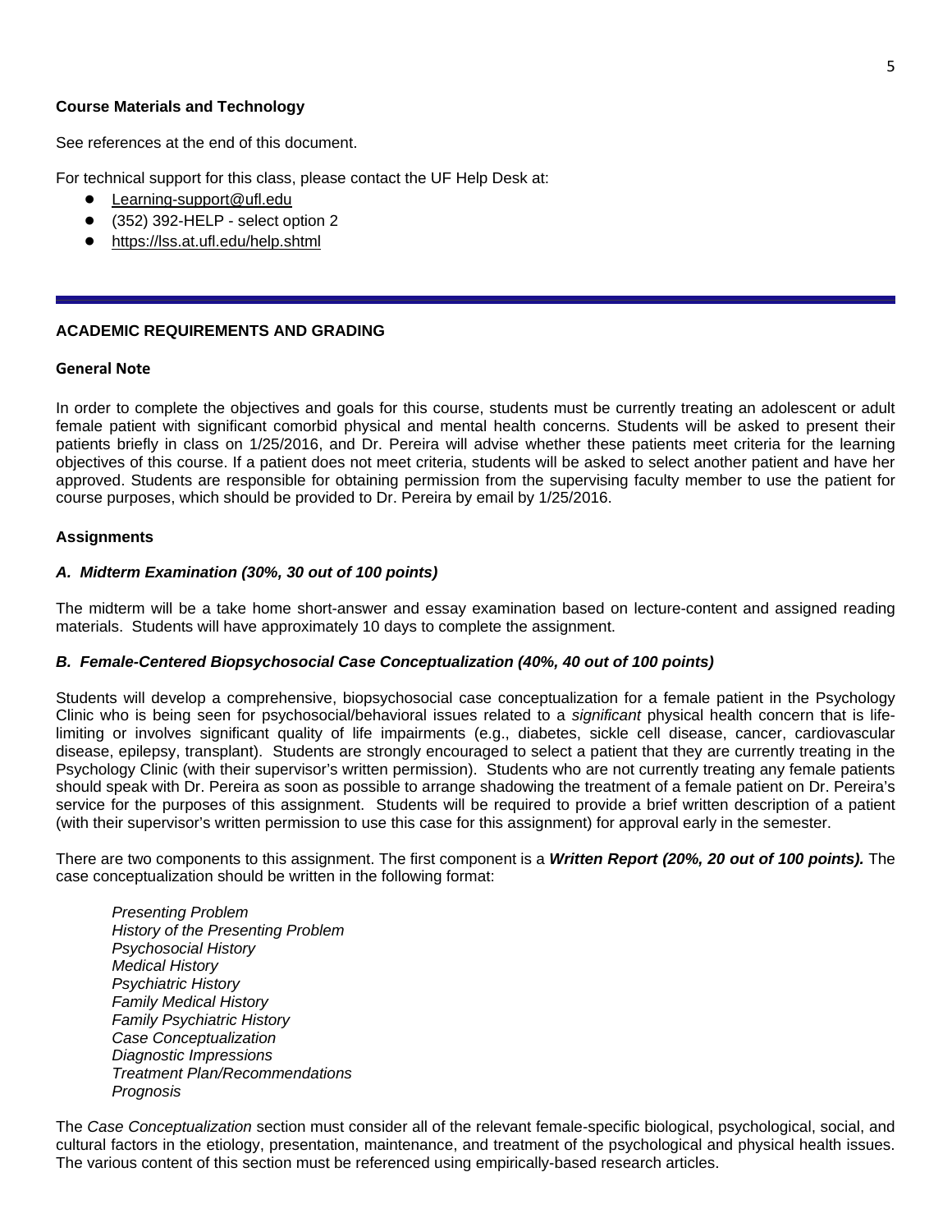**Course Materials and Technology**

See references at the end of this document.

For technical support for this class, please contact the UF Help Desk at:

- Learning-support@ufl.edu
- (352) 392-HELP - select option 2
- https://lss.at.ufl.edu/help.shtml

---

## ACADEMIC REQUIREMENTS AND GRADING

### General Note

In order to complete the objectives and goals for this course, students must be currently treating an adolescent or adult female patient with significant comorbid physical and mental health concerns. Students will be asked to present their patients briefly in class on 1/25/2016, and Dr. Pereira will advise whether these patients meet criteria for the learning objectives of this course. If a patient does not meet criteria, students will be asked to select another patient and have her approved. Students are responsible for obtaining permission from the supervising faculty member to use the patient for course purposes, which should be provided to Dr. Pereira by email by 1/25/2016.

### Assignments

***A. Midterm Examination (30%, 30 out of 100 points)***

The midterm will be a take home short-answer and essay examination based on lecture-content and assigned reading materials. Students will have approximately 10 days to complete the assignment.

***B. Female-Centered Biopsychosocial Case Conceptualization (40%, 40 out of 100 points)***

Students will develop a comprehensive, biopsychosocial case conceptualization for a female patient in the Psychology Clinic who is being seen for psychosocial/behavioral issues related to a *significant* physical health concern that is life-limiting or involves significant quality of life impairments (e.g., diabetes, sickle cell disease, cancer, cardiovascular disease, epilepsy, transplant). Students are strongly encouraged to select a patient that they are currently treating in the Psychology Clinic (with their supervisor's written permission). Students who are not currently treating any female patients should speak with Dr. Pereira as soon as possible to arrange shadowing the treatment of a female patient on Dr. Pereira's service for the purposes of this assignment. Students will be required to provide a brief written description of a patient (with their supervisor's written permission to use this case for this assignment) for approval early in the semester.

There are two components to this assignment. The first component is a ***Written Report (20%, 20 out of 100 points).*** The case conceptualization should be written in the following format:

*Presenting Problem*
*History of the Presenting Problem*
*Psychosocial History*
*Medical History*
*Psychiatric History*
*Family Medical History*
*Family Psychiatric History*
*Case Conceptualization*
*Diagnostic Impressions*
*Treatment Plan/Recommendations*
*Prognosis*

The *Case Conceptualization* section must consider all of the relevant female-specific biological, psychological, social, and cultural factors in the etiology, presentation, maintenance, and treatment of the psychological and physical health issues. The various content of this section must be referenced using empirically-based research articles.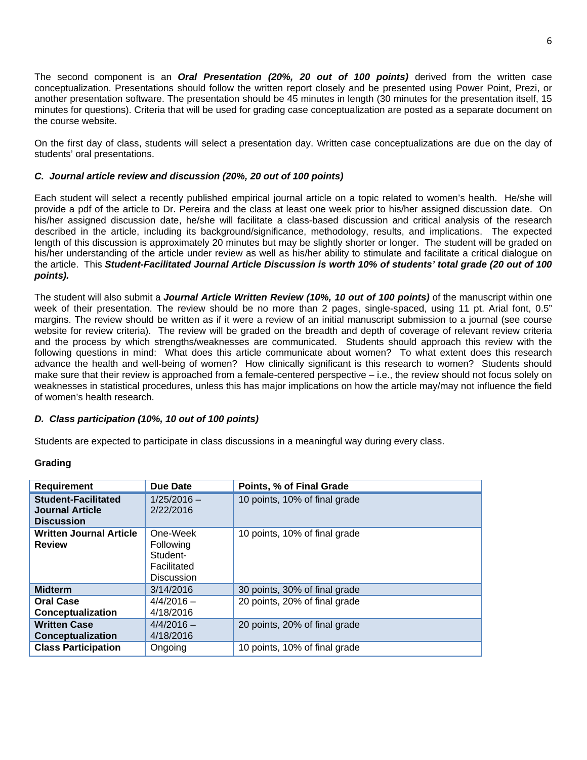The second component is an ***Oral Presentation (20%, 20 out of 100 points)*** derived from the written case conceptualization. Presentations should follow the written report closely and be presented using Power Point, Prezi, or another presentation software. The presentation should be 45 minutes in length (30 minutes for the presentation itself, 15 minutes for questions). Criteria that will be used for grading case conceptualization are posted as a separate document on the course website.

On the first day of class, students will select a presentation day. Written case conceptualizations are due on the day of students' oral presentations.

### *C. Journal article review and discussion (20%, 20 out of 100 points)*

Each student will select a recently published empirical journal article on a topic related to women's health. He/she will provide a pdf of the article to Dr. Pereira and the class at least one week prior to his/her assigned discussion date. On his/her assigned discussion date, he/she will facilitate a class-based discussion and critical analysis of the research described in the article, including its background/significance, methodology, results, and implications. The expected length of this discussion is approximately 20 minutes but may be slightly shorter or longer. The student will be graded on his/her understanding of the article under review as well as his/her ability to stimulate and facilitate a critical dialogue on the article. This ***Student-Facilitated Journal Article Discussion is worth 10% of students' total grade (20 out of 100 points).***

The student will also submit a ***Journal Article Written Review (10%, 10 out of 100 points)*** of the manuscript within one week of their presentation. The review should be no more than 2 pages, single-spaced, using 11 pt. Arial font, 0.5" margins. The review should be written as if it were a review of an initial manuscript submission to a journal (see course website for review criteria). The review will be graded on the breadth and depth of coverage of relevant review criteria and the process by which strengths/weaknesses are communicated. Students should approach this review with the following questions in mind: What does this article communicate about women? To what extent does this research advance the health and well-being of women? How clinically significant is this research to women? Students should make sure that their review is approached from a female-centered perspective – i.e., the review should not focus solely on weaknesses in statistical procedures, unless this has major implications on how the article may/may not influence the field of women's health research.

### *D. Class participation (10%, 10 out of 100 points)*

Students are expected to participate in class discussions in a meaningful way during every class.

**Grading**

| Requirement | Due Date | Points, % of Final Grade |
|---|---|---|
| **Student-Facilitated Journal Article Discussion** | 1/25/2016 – 2/22/2016 | 10 points, 10% of final grade |
| **Written Journal Article Review** | One-Week Following Student-Facilitated Discussion | 10 points, 10% of final grade |
| **Midterm** | 3/14/2016 | 30 points, 30% of final grade |
| **Oral Case Conceptualization** | 4/4/2016 – 4/18/2016 | 20 points, 20% of final grade |
| **Written Case Conceptualization** | 4/4/2016 – 4/18/2016 | 20 points, 20% of final grade |
| **Class Participation** | Ongoing | 10 points, 10% of final grade |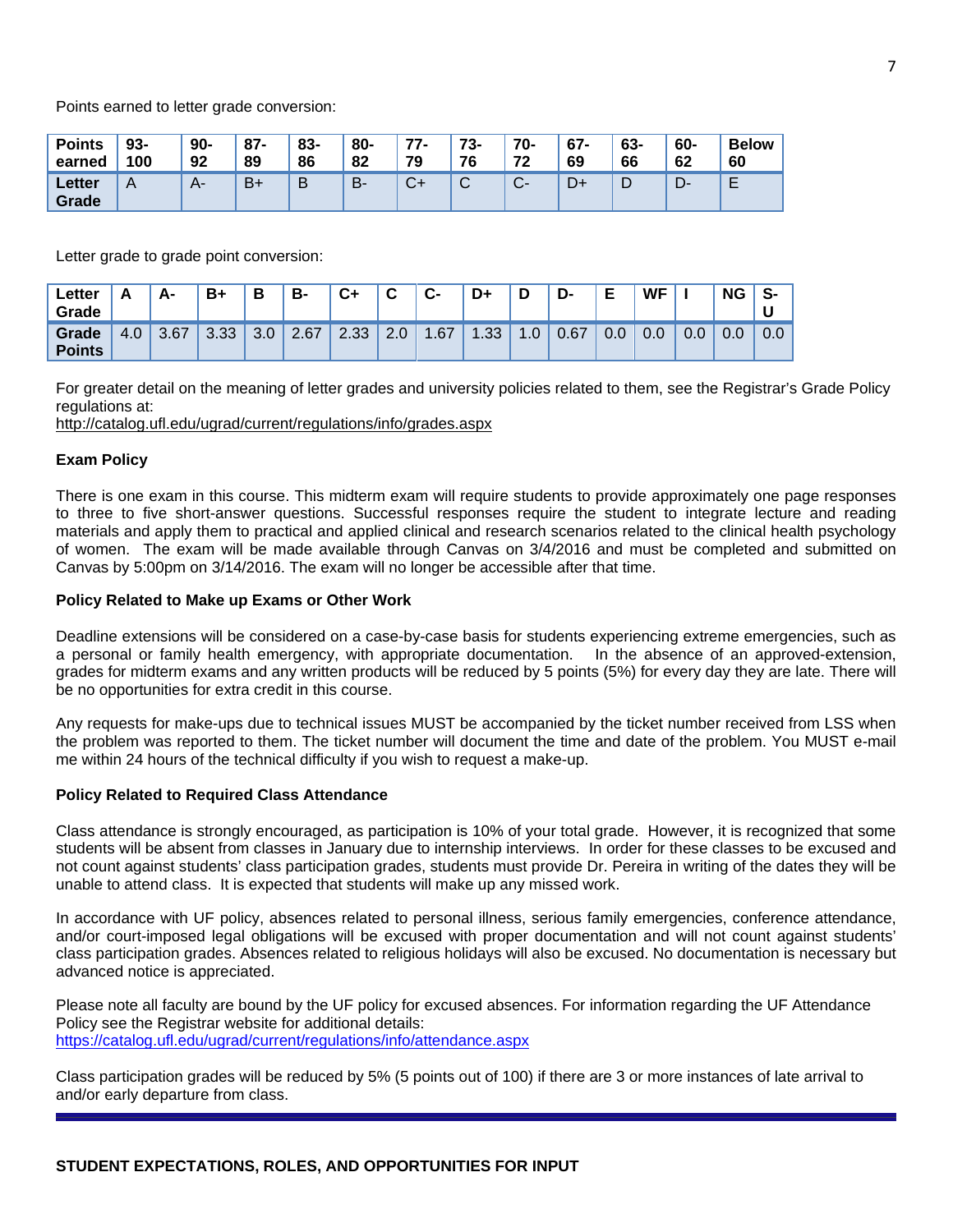Points earned to letter grade conversion:

| Points earned | 93-100 | 90-92 | 87-89 | 83-86 | 80-82 | 77-79 | 73-76 | 70-72 | 67-69 | 63-66 | 60-62 | Below 60 |
|---|---|---|---|---|---|---|---|---|---|---|---|---|
| Letter Grade | A | A- | B+ | B | B- | C+ | C | C- | D+ | D | D- | E |

Letter grade to grade point conversion:

| Letter Grade | A | A- | B+ | B | B- | C+ | C | C- | D+ | D | D- | E | WF | I | NG | S-U |
|---|---|---|---|---|---|---|---|---|---|---|---|---|---|---|---|---|
| Grade Points | 4.0 | 3.67 | 3.33 | 3.0 | 2.67 | 2.33 | 2.0 | 1.67 | 1.33 | 1.0 | 0.67 | 0.0 | 0.0 | 0.0 | 0.0 | 0.0 |

For greater detail on the meaning of letter grades and university policies related to them, see the Registrar's Grade Policy regulations at:
http://catalog.ufl.edu/ugrad/current/regulations/info/grades.aspx

**Exam Policy**

There is one exam in this course. This midterm exam will require students to provide approximately one page responses to three to five short-answer questions. Successful responses require the student to integrate lecture and reading materials and apply them to practical and applied clinical and research scenarios related to the clinical health psychology of women. The exam will be made available through Canvas on 3/4/2016 and must be completed and submitted on Canvas by 5:00pm on 3/14/2016. The exam will no longer be accessible after that time.

**Policy Related to Make up Exams or Other Work**

Deadline extensions will be considered on a case-by-case basis for students experiencing extreme emergencies, such as a personal or family health emergency, with appropriate documentation. In the absence of an approved-extension, grades for midterm exams and any written products will be reduced by 5 points (5%) for every day they are late. There will be no opportunities for extra credit in this course.

Any requests for make-ups due to technical issues MUST be accompanied by the ticket number received from LSS when the problem was reported to them. The ticket number will document the time and date of the problem. You MUST e-mail me within 24 hours of the technical difficulty if you wish to request a make-up.

**Policy Related to Required Class Attendance**

Class attendance is strongly encouraged, as participation is 10% of your total grade. However, it is recognized that some students will be absent from classes in January due to internship interviews. In order for these classes to be excused and not count against students' class participation grades, students must provide Dr. Pereira in writing of the dates they will be unable to attend class. It is expected that students will make up any missed work.

In accordance with UF policy, absences related to personal illness, serious family emergencies, conference attendance, and/or court-imposed legal obligations will be excused with proper documentation and will not count against students' class participation grades. Absences related to religious holidays will also be excused. No documentation is necessary but advanced notice is appreciated.

Please note all faculty are bound by the UF policy for excused absences. For information regarding the UF Attendance Policy see the Registrar website for additional details:
https://catalog.ufl.edu/ugrad/current/regulations/info/attendance.aspx

Class participation grades will be reduced by 5% (5 points out of 100) if there are 3 or more instances of late arrival to and/or early departure from class.

---

**STUDENT EXPECTATIONS, ROLES, AND OPPORTUNITIES FOR INPUT**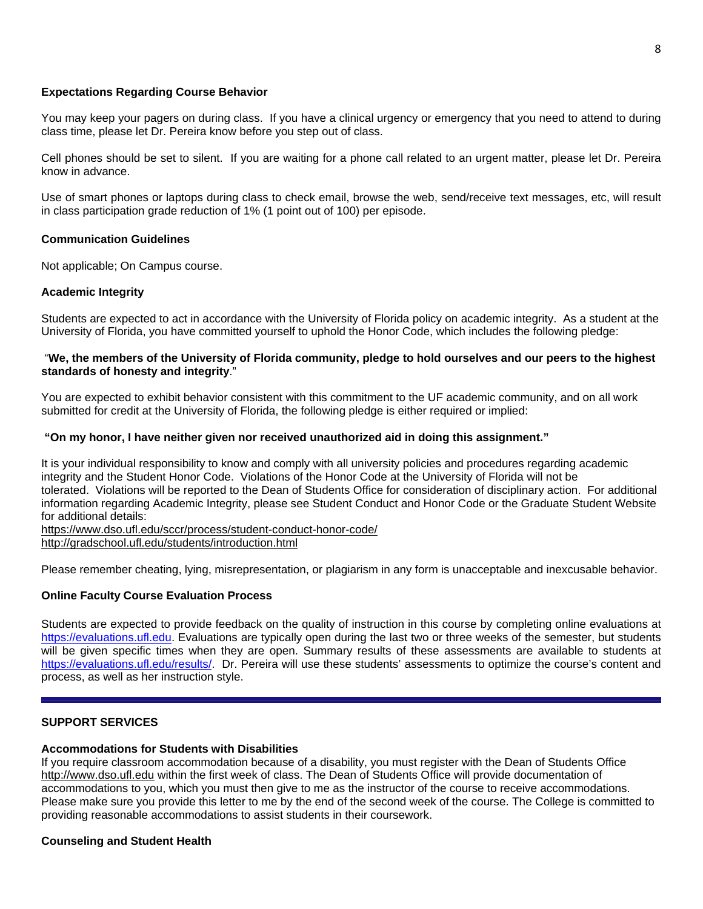**Expectations Regarding Course Behavior**

You may keep your pagers on during class. If you have a clinical urgency or emergency that you need to attend to during class time, please let Dr. Pereira know before you step out of class.

Cell phones should be set to silent. If you are waiting for a phone call related to an urgent matter, please let Dr. Pereira know in advance.

Use of smart phones or laptops during class to check email, browse the web, send/receive text messages, etc, will result in class participation grade reduction of 1% (1 point out of 100) per episode.

**Communication Guidelines**

Not applicable; On Campus course.

**Academic Integrity**

Students are expected to act in accordance with the University of Florida policy on academic integrity. As a student at the University of Florida, you have committed yourself to uphold the Honor Code, which includes the following pledge:

"**We, the members of the University of Florida community, pledge to hold ourselves and our peers to the highest standards of honesty and integrity**."

You are expected to exhibit behavior consistent with this commitment to the UF academic community, and on all work submitted for credit at the University of Florida, the following pledge is either required or implied:

**"On my honor, I have neither given nor received unauthorized aid in doing this assignment."**

It is your individual responsibility to know and comply with all university policies and procedures regarding academic integrity and the Student Honor Code. Violations of the Honor Code at the University of Florida will not be tolerated. Violations will be reported to the Dean of Students Office for consideration of disciplinary action. For additional information regarding Academic Integrity, please see Student Conduct and Honor Code or the Graduate Student Website for additional details:
https://www.dso.ufl.edu/sccr/process/student-conduct-honor-code/
http://gradschool.ufl.edu/students/introduction.html

Please remember cheating, lying, misrepresentation, or plagiarism in any form is unacceptable and inexcusable behavior.

**Online Faculty Course Evaluation Process**

Students are expected to provide feedback on the quality of instruction in this course by completing online evaluations at https://evaluations.ufl.edu. Evaluations are typically open during the last two or three weeks of the semester, but students will be given specific times when they are open. Summary results of these assessments are available to students at https://evaluations.ufl.edu/results/. Dr. Pereira will use these students' assessments to optimize the course's content and process, as well as her instruction style.

---

**SUPPORT SERVICES**

**Accommodations for Students with Disabilities**

If you require classroom accommodation because of a disability, you must register with the Dean of Students Office http://www.dso.ufl.edu within the first week of class. The Dean of Students Office will provide documentation of accommodations to you, which you must then give to me as the instructor of the course to receive accommodations. Please make sure you provide this letter to me by the end of the second week of the course. The College is committed to providing reasonable accommodations to assist students in their coursework.

**Counseling and Student Health**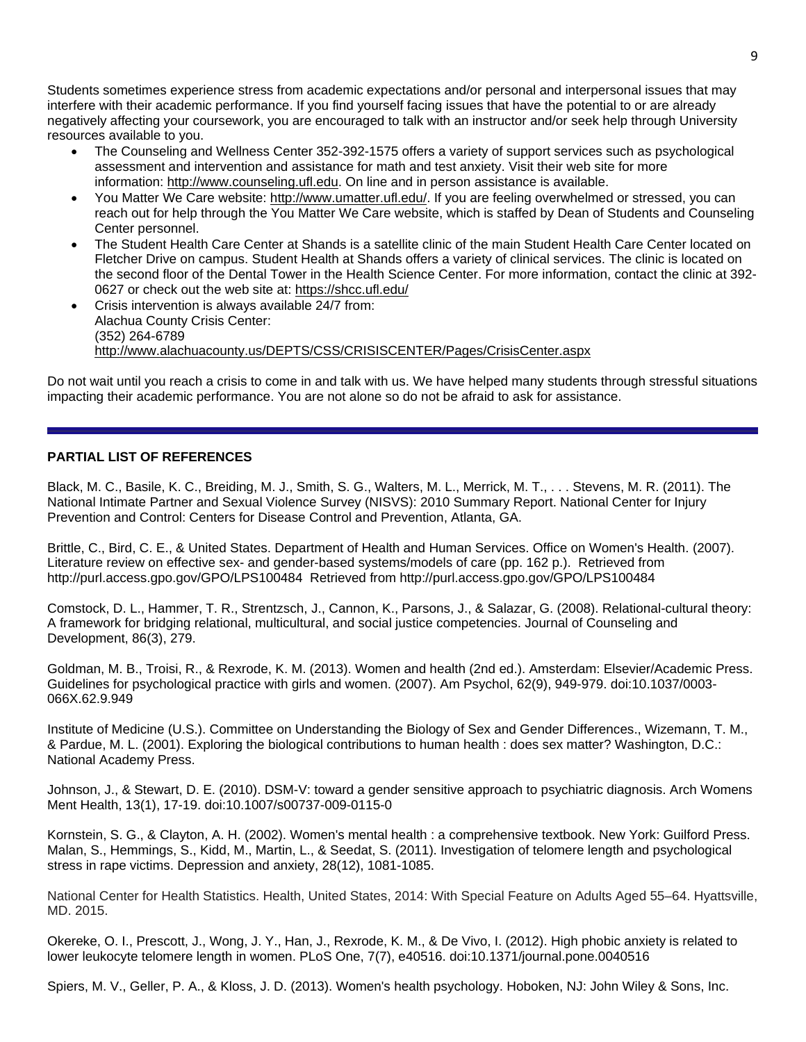Students sometimes experience stress from academic expectations and/or personal and interpersonal issues that may interfere with their academic performance. If you find yourself facing issues that have the potential to or are already negatively affecting your coursework, you are encouraged to talk with an instructor and/or seek help through University resources available to you.

- The Counseling and Wellness Center 352-392-1575 offers a variety of support services such as psychological assessment and intervention and assistance for math and test anxiety. Visit their web site for more information: http://www.counseling.ufl.edu. On line and in person assistance is available.
- You Matter We Care website: http://www.umatter.ufl.edu/. If you are feeling overwhelmed or stressed, you can reach out for help through the You Matter We Care website, which is staffed by Dean of Students and Counseling Center personnel.
- The Student Health Care Center at Shands is a satellite clinic of the main Student Health Care Center located on Fletcher Drive on campus. Student Health at Shands offers a variety of clinical services. The clinic is located on the second floor of the Dental Tower in the Health Science Center. For more information, contact the clinic at 392-0627 or check out the web site at: https://shcc.ufl.edu/
- Crisis intervention is always available 24/7 from:
  Alachua County Crisis Center:
  (352) 264-6789
  http://www.alachuacounty.us/DEPTS/CSS/CRISISCENTER/Pages/CrisisCenter.aspx

Do not wait until you reach a crisis to come in and talk with us. We have helped many students through stressful situations impacting their academic performance. You are not alone so do not be afraid to ask for assistance.

---

**PARTIAL LIST OF REFERENCES**

Black, M. C., Basile, K. C., Breiding, M. J., Smith, S. G., Walters, M. L., Merrick, M. T., . . . Stevens, M. R. (2011). The National Intimate Partner and Sexual Violence Survey (NISVS): 2010 Summary Report. National Center for Injury Prevention and Control: Centers for Disease Control and Prevention, Atlanta, GA.

Brittle, C., Bird, C. E., & United States. Department of Health and Human Services. Office on Women's Health. (2007). Literature review on effective sex- and gender-based systems/models of care (pp. 162 p.). Retrieved from http://purl.access.gpo.gov/GPO/LPS100484 Retrieved from http://purl.access.gpo.gov/GPO/LPS100484

Comstock, D. L., Hammer, T. R., Strentzsch, J., Cannon, K., Parsons, J., & Salazar, G. (2008). Relational-cultural theory: A framework for bridging relational, multicultural, and social justice competencies. Journal of Counseling and Development, 86(3), 279.

Goldman, M. B., Troisi, R., & Rexrode, K. M. (2013). Women and health (2nd ed.). Amsterdam: Elsevier/Academic Press. Guidelines for psychological practice with girls and women. (2007). Am Psychol, 62(9), 949-979. doi:10.1037/0003-066X.62.9.949

Institute of Medicine (U.S.). Committee on Understanding the Biology of Sex and Gender Differences., Wizemann, T. M., & Pardue, M. L. (2001). Exploring the biological contributions to human health : does sex matter? Washington, D.C.: National Academy Press.

Johnson, J., & Stewart, D. E. (2010). DSM-V: toward a gender sensitive approach to psychiatric diagnosis. Arch Womens Ment Health, 13(1), 17-19. doi:10.1007/s00737-009-0115-0

Kornstein, S. G., & Clayton, A. H. (2002). Women's mental health : a comprehensive textbook. New York: Guilford Press. Malan, S., Hemmings, S., Kidd, M., Martin, L., & Seedat, S. (2011). Investigation of telomere length and psychological stress in rape victims. Depression and anxiety, 28(12), 1081-1085.

National Center for Health Statistics. Health, United States, 2014: With Special Feature on Adults Aged 55–64. Hyattsville, MD. 2015.

Okereke, O. I., Prescott, J., Wong, J. Y., Han, J., Rexrode, K. M., & De Vivo, I. (2012). High phobic anxiety is related to lower leukocyte telomere length in women. PLoS One, 7(7), e40516. doi:10.1371/journal.pone.0040516

Spiers, M. V., Geller, P. A., & Kloss, J. D. (2013). Women's health psychology. Hoboken, NJ: John Wiley & Sons, Inc.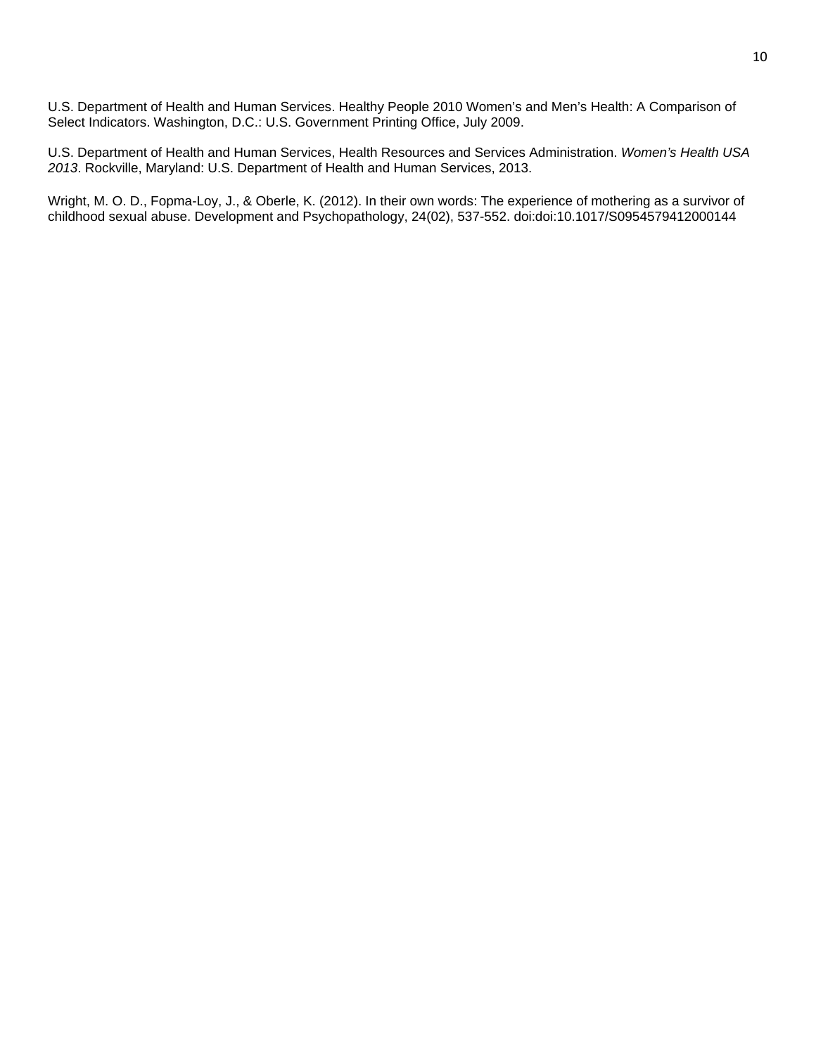U.S. Department of Health and Human Services. Healthy People 2010 Women's and Men's Health: A Comparison of Select Indicators. Washington, D.C.: U.S. Government Printing Office, July 2009.

U.S. Department of Health and Human Services, Health Resources and Services Administration. *Women's Health USA 2013*. Rockville, Maryland: U.S. Department of Health and Human Services, 2013.

Wright, M. O. D., Fopma-Loy, J., & Oberle, K. (2012). In their own words: The experience of mothering as a survivor of childhood sexual abuse. Development and Psychopathology, 24(02), 537-552. doi:doi:10.1017/S0954579412000144